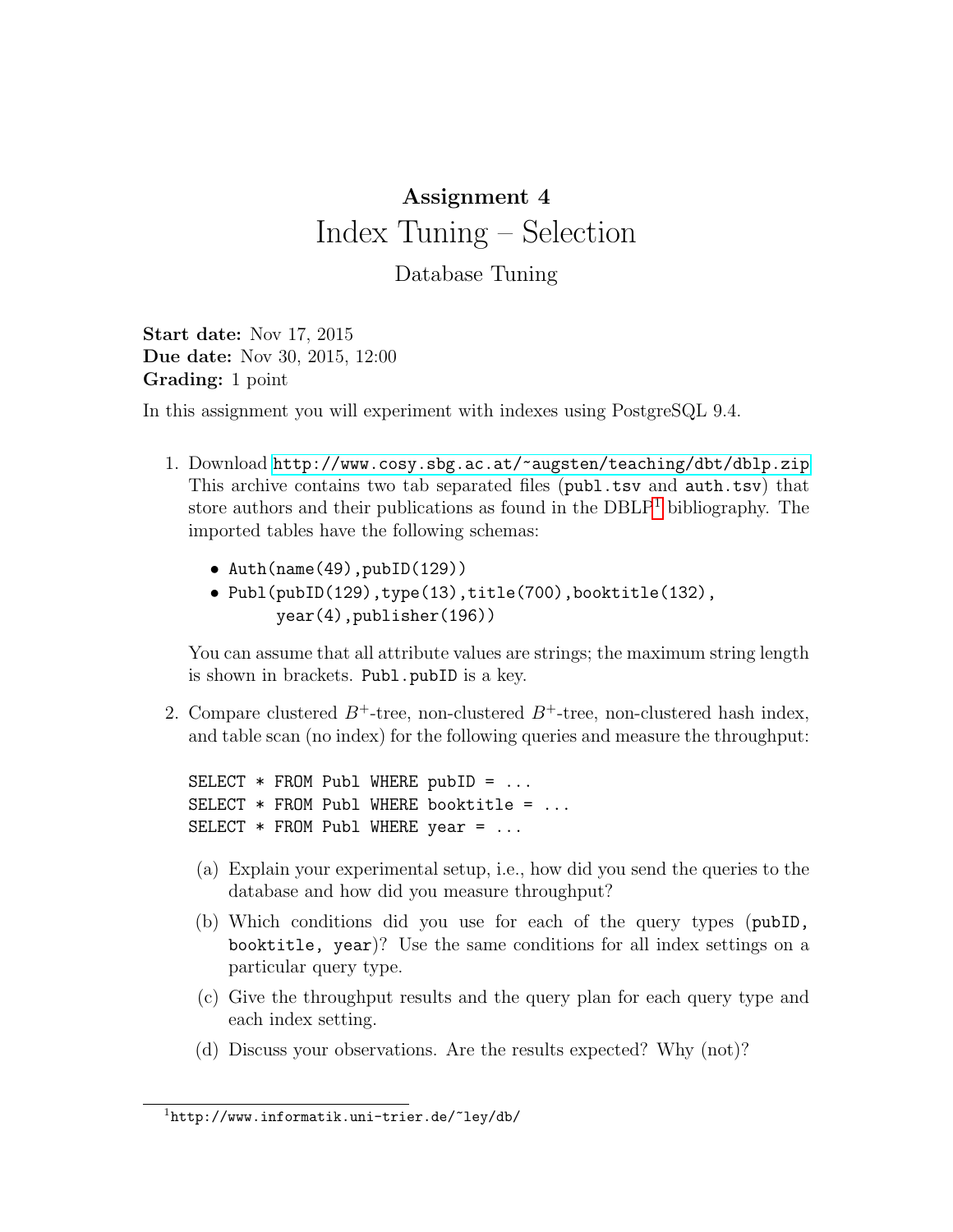# Assignment 4

## Index Tuning – Selection

### Database Tuning

**Start date:** Nov 17, 2015
**Due date:** Nov 30, 2015, 12:00
**Grading:** 1 point

In this assignment you will experiment with indexes using PostgreSQL 9.4.

1. Download http://www.cosy.sbg.ac.at/~augsten/teaching/dbt/dblp.zip This archive contains two tab separated files (publ.tsv and auth.tsv) that store authors and their publications as found in the DBLP[1] bibliography. The imported tables have the following schemas:

   - Auth(name(49),pubID(129))
   - Publ(pubID(129),type(13),title(700),booktitle(132),
     year(4),publisher(196))

   You can assume that all attribute values are strings; the maximum string length is shown in brackets. Publ.pubID is a key.

2. Compare clustered $B^+$-tree, non-clustered $B^+$-tree, non-clustered hash index, and table scan (no index) for the following queries and measure the throughput:

   ```
   SELECT * FROM Publ WHERE pubID = ...
   SELECT * FROM Publ WHERE booktitle = ...
   SELECT * FROM Publ WHERE year = ...
   ```

   (a) Explain your experimental setup, i.e., how did you send the queries to the database and how did you measure throughput?

   (b) Which conditions did you use for each of the query types (pubID, booktitle, year)? Use the same conditions for all index settings on a particular query type.

   (c) Give the throughput results and the query plan for each query type and each index setting.

   (d) Discuss your observations. Are the results expected? Why (not)?

[1] http://www.informatik.uni-trier.de/~ley/db/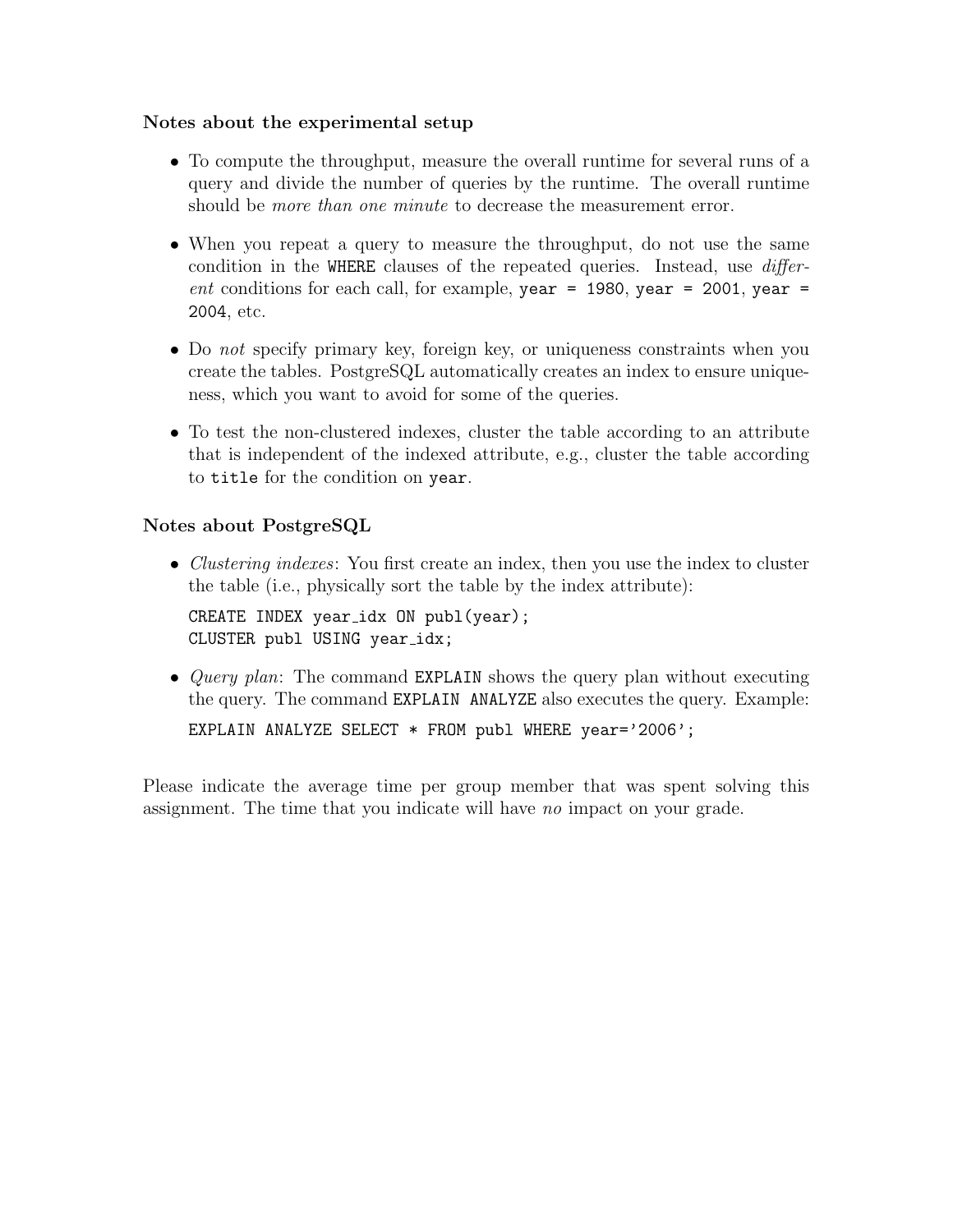**Notes about the experimental setup**

- To compute the throughput, measure the overall runtime for several runs of a query and divide the number of queries by the runtime. The overall runtime should be *more than one minute* to decrease the measurement error.
- When you repeat a query to measure the throughput, do not use the same condition in the `WHERE` clauses of the repeated queries. Instead, use *different* conditions for each call, for example, `year = 1980`, `year = 2001`, `year = 2004`, etc.
- Do *not* specify primary key, foreign key, or uniqueness constraints when you create the tables. PostgreSQL automatically creates an index to ensure uniqueness, which you want to avoid for some of the queries.
- To test the non-clustered indexes, cluster the table according to an attribute that is independent of the indexed attribute, e.g., cluster the table according to `title` for the condition on `year`.

**Notes about PostgreSQL**

- *Clustering indexes*: You first create an index, then you use the index to cluster the table (i.e., physically sort the table by the index attribute):

```
CREATE INDEX year_idx ON publ(year);
CLUSTER publ USING year_idx;
```

- *Query plan*: The command `EXPLAIN` shows the query plan without executing the query. The command `EXPLAIN ANALYZE` also executes the query. Example:

```
EXPLAIN ANALYZE SELECT * FROM publ WHERE year='2006';
```

Please indicate the average time per group member that was spent solving this assignment. The time that you indicate will have *no* impact on your grade.